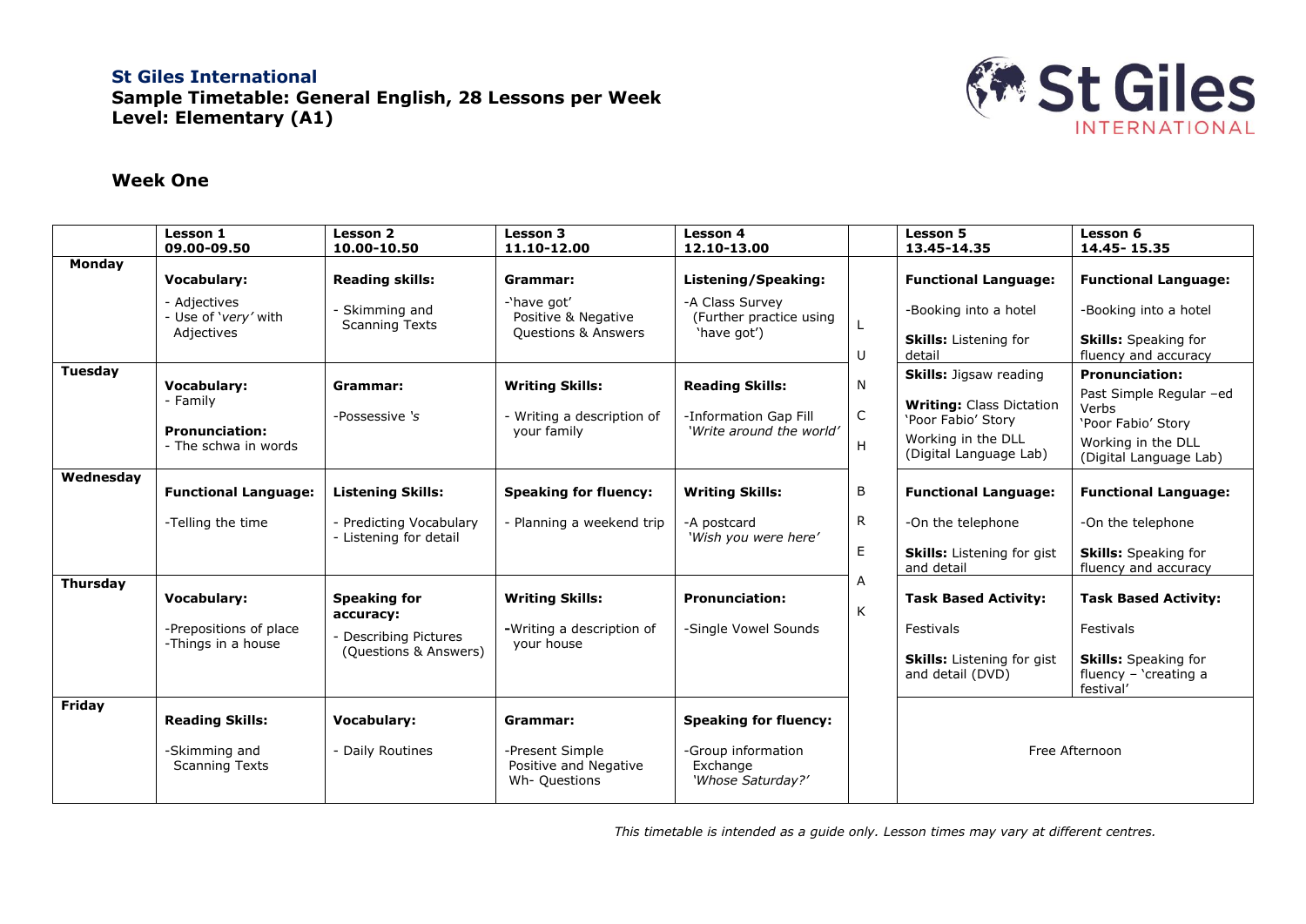**St Giles International**

**Sample Timetable: General English, 28 Lessons per Week**

**Level: Elementary (A1)**

## Week One

| | Lesson 1<br>09.00-09.50 | Lesson 2<br>10.00-10.50 | Lesson 3<br>11.10-12.00 | Lesson 4<br>12.10-13.00 | | Lesson 5<br>13.45-14.35 | Lesson 6<br>14.45- 15.35 |
|---|---|---|---|---|---|---|---|
| **Monday** | **Vocabulary:**<br>- Adjectives<br>- Use of '*very*' with Adjectives | **Reading skills:**<br>- Skimming and Scanning Texts | **Grammar:**<br>-'have got' Positive & Negative Questions & Answers | **Listening/Speaking:**<br>-A Class Survey (Further practice using 'have got') | L U N C H | **Functional Language:**<br>-Booking into a hotel<br>**Skills:** Listening for detail | **Functional Language:**<br>-Booking into a hotel<br>**Skills:** Speaking for fluency and accuracy |
| **Tuesday** | **Vocabulary:**<br>- Family<br>**Pronunciation:**<br>- The schwa in words | **Grammar:**<br>-Possessive *'s* | **Writing Skills:**<br>- Writing a description of your family | **Reading Skills:**<br>-Information Gap Fill *'Write around the world'* | | **Skills:** Jigsaw reading<br>**Writing:** Class Dictation 'Poor Fabio' Story<br>Working in the DLL (Digital Language Lab) | **Pronunciation:**<br>Past Simple Regular –ed Verbs<br>'Poor Fabio' Story<br>Working in the DLL (Digital Language Lab) |
| **Wednesday** | **Functional Language:**<br>-Telling the time | **Listening Skills:**<br>- Predicting Vocabulary<br>- Listening for detail | **Speaking for fluency:**<br>- Planning a weekend trip | **Writing Skills:**<br>-A postcard *'Wish you were here'* | B R E A K | **Functional Language:**<br>-On the telephone<br>**Skills:** Listening for gist and detail | **Functional Language:**<br>-On the telephone<br>**Skills:** Speaking for fluency and accuracy |
| **Thursday** | **Vocabulary:**<br>-Prepositions of place<br>-Things in a house | **Speaking for accuracy:**<br>- Describing Pictures (Questions & Answers) | **Writing Skills:**<br>-Writing a description of your house | **Pronunciation:**<br>-Single Vowel Sounds | | **Task Based Activity:**<br>Festivals<br>**Skills:** Listening for gist and detail (DVD) | **Task Based Activity:**<br>Festivals<br>**Skills:** Speaking for fluency – 'creating a festival' |
| **Friday** | **Reading Skills:**<br>-Skimming and Scanning Texts | **Vocabulary:**<br>- Daily Routines | **Grammar:**<br>-Present Simple Positive and Negative Wh- Questions | **Speaking for fluency:**<br>-Group information Exchange *'Whose Saturday?'* | | Free Afternoon | |

*This timetable is intended as a guide only. Lesson times may vary at different centres.*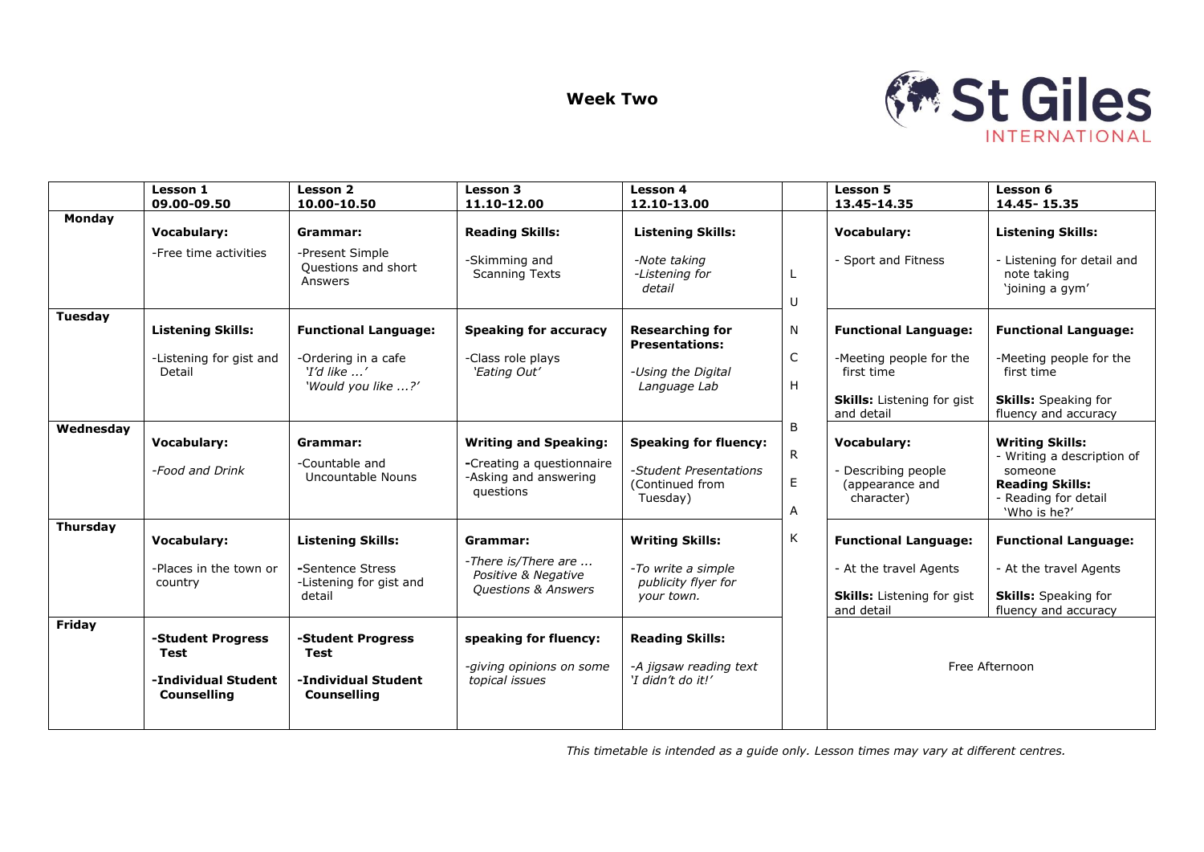# Week Two

St Giles INTERNATIONAL

| | Lesson 1 09.00-09.50 | Lesson 2 10.00-10.50 | Lesson 3 11.10-12.00 | Lesson 4 12.10-13.00 | | Lesson 5 13.45-14.35 | Lesson 6 14.45- 15.35 |
|---|---|---|---|---|---|---|---|
| **Monday** | **Vocabulary:** -Free time activities | **Grammar:** -Present Simple Questions and short Answers | **Reading Skills:** -Skimming and Scanning Texts | **Listening Skills:** *-Note taking* *-Listening for detail* | L U | **Vocabulary:** - Sport and Fitness | **Listening Skills:** - Listening for detail and note taking 'joining a gym' |
| **Tuesday** | **Listening Skills:** -Listening for gist and Detail | **Functional Language:** -Ordering in a cafe *'I'd like ...'* *'Would you like ...?'* | **Speaking for accuracy** -Class role plays *'Eating Out'* | **Researching for Presentations:** *-Using the Digital Language Lab* | N C H | **Functional Language:** -Meeting people for the first time **Skills:** Listening for gist and detail | **Functional Language:** -Meeting people for the first time **Skills:** Speaking for fluency and accuracy |
| **Wednesday** | **Vocabulary:** *-Food and Drink* | **Grammar:** -Countable and Uncountable Nouns | **Writing and Speaking:** **-**Creating a questionnaire -Asking and answering questions | **Speaking for fluency:** *-Student Presentations* (Continued from Tuesday) | B R E A | **Vocabulary:** - Describing people (appearance and character) | **Writing Skills:** - Writing a description of someone **Reading Skills:** - Reading for detail 'Who is he?' |
| **Thursday** | **Vocabulary:** -Places in the town or country | **Listening Skills:** **-**Sentence Stress -Listening for gist and detail | **Grammar:** *-There is/There are ...* *Positive & Negative* *Questions & Answers* | **Writing Skills:** *-To write a simple publicity flyer for your town.* | K | **Functional Language:** - At the travel Agents **Skills:** Listening for gist and detail | **Functional Language:** - At the travel Agents **Skills:** Speaking for fluency and accuracy |
| **Friday** | **-Student Progress Test** **-Individual Student Counselling** | **-Student Progress Test** **-Individual Student Counselling** | **speaking for fluency:** *-giving opinions on some topical issues* | **Reading Skills:** *-A jigsaw reading text* *'I didn't do it!'* | | Free Afternoon | |

*This timetable is intended as a guide only. Lesson times may vary at different centres.*